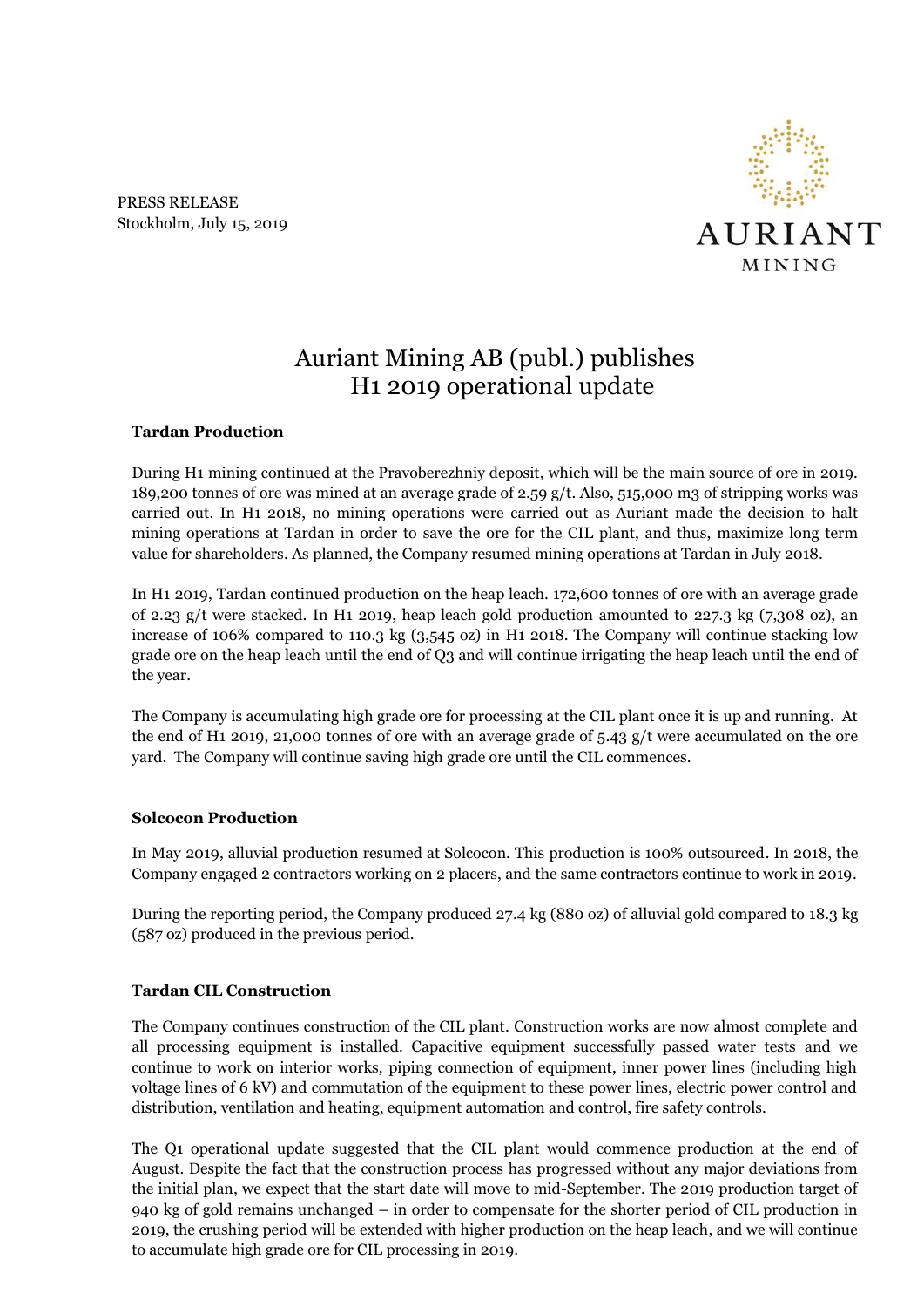PRESS RELEASE
Stockholm, July 15, 2019

AURIANT
MINING

# Auriant Mining AB (publ.) publishes H1 2019 operational update

**Tardan Production**

During H1 mining continued at the Pravoberezhniy deposit, which will be the main source of ore in 2019. 189,200 tonnes of ore was mined at an average grade of 2.59 g/t. Also, 515,000 m3 of stripping works was carried out. In H1 2018, no mining operations were carried out as Auriant made the decision to halt mining operations at Tardan in order to save the ore for the CIL plant, and thus, maximize long term value for shareholders. As planned, the Company resumed mining operations at Tardan in July 2018.

In H1 2019, Tardan continued production on the heap leach. 172,600 tonnes of ore with an average grade of 2.23 g/t were stacked. In H1 2019, heap leach gold production amounted to 227.3 kg (7,308 oz), an increase of 106% compared to 110.3 kg (3,545 oz) in H1 2018. The Company will continue stacking low grade ore on the heap leach until the end of Q3 and will continue irrigating the heap leach until the end of the year.

The Company is accumulating high grade ore for processing at the CIL plant once it is up and running. At the end of H1 2019, 21,000 tonnes of ore with an average grade of 5.43 g/t were accumulated on the ore yard. The Company will continue saving high grade ore until the CIL commences.

**Solcocon Production**

In May 2019, alluvial production resumed at Solcocon. This production is 100% outsourced. In 2018, the Company engaged 2 contractors working on 2 placers, and the same contractors continue to work in 2019.

During the reporting period, the Company produced 27.4 kg (880 oz) of alluvial gold compared to 18.3 kg (587 oz) produced in the previous period.

**Tardan CIL Construction**

The Company continues construction of the CIL plant. Construction works are now almost complete and all processing equipment is installed. Capacitive equipment successfully passed water tests and we continue to work on interior works, piping connection of equipment, inner power lines (including high voltage lines of 6 kV) and commutation of the equipment to these power lines, electric power control and distribution, ventilation and heating, equipment automation and control, fire safety controls.

The Q1 operational update suggested that the CIL plant would commence production at the end of August. Despite the fact that the construction process has progressed without any major deviations from the initial plan, we expect that the start date will move to mid-September. The 2019 production target of 940 kg of gold remains unchanged – in order to compensate for the shorter period of CIL production in 2019, the crushing period will be extended with higher production on the heap leach, and we will continue to accumulate high grade ore for CIL processing in 2019.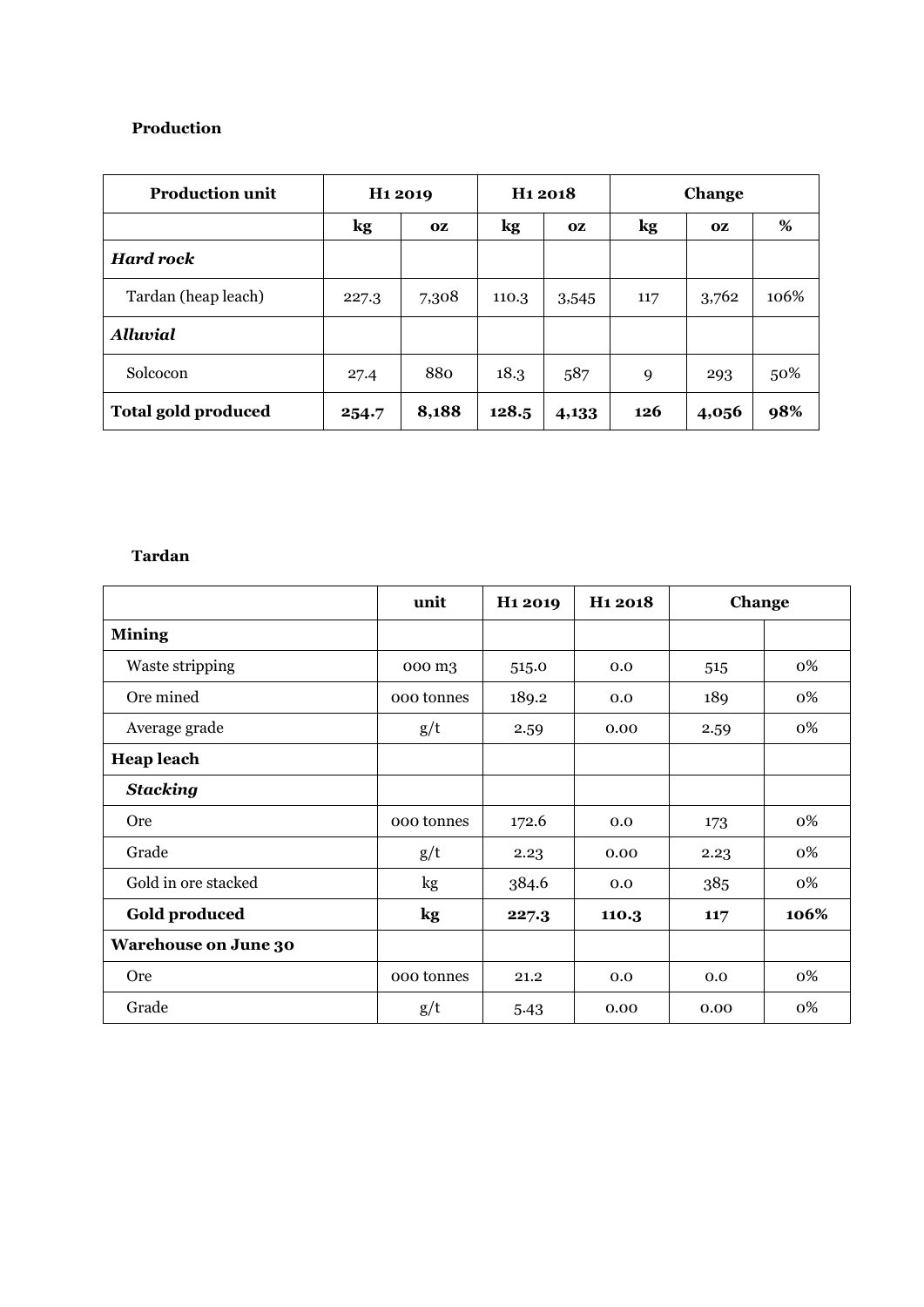**Production**

| Production unit | H1 2019 | | H1 2018 | | Change | | |
|---|---|---|---|---|---|---|---|
| | kg | oz | kg | oz | kg | oz | % |
| ***Hard rock*** | | | | | | | |
| Tardan (heap leach) | 227.3 | 7,308 | 110.3 | 3,545 | 117 | 3,762 | 106% |
| ***Alluvial*** | | | | | | | |
| Solcocon | 27.4 | 880 | 18.3 | 587 | 9 | 293 | 50% |
| **Total gold produced** | **254.7** | **8,188** | **128.5** | **4,133** | **126** | **4,056** | **98%** |

**Tardan**

| | unit | H1 2019 | H1 2018 | Change | |
|---|---|---|---|---|---|
| **Mining** | | | | | |
| Waste stripping | 000 m3 | 515.0 | 0.0 | 515 | 0% |
| Ore mined | 000 tonnes | 189.2 | 0.0 | 189 | 0% |
| Average grade | g/t | 2.59 | 0.00 | 2.59 | 0% |
| **Heap leach** | | | | | |
| ***Stacking*** | | | | | |
| Ore | 000 tonnes | 172.6 | 0.0 | 173 | 0% |
| Grade | g/t | 2.23 | 0.00 | 2.23 | 0% |
| Gold in ore stacked | kg | 384.6 | 0.0 | 385 | 0% |
| **Gold produced** | **kg** | **227.3** | **110.3** | **117** | **106%** |
| **Warehouse on June 30** | | | | | |
| Ore | 000 tonnes | 21.2 | 0.0 | 0.0 | 0% |
| Grade | g/t | 5.43 | 0.00 | 0.00 | 0% |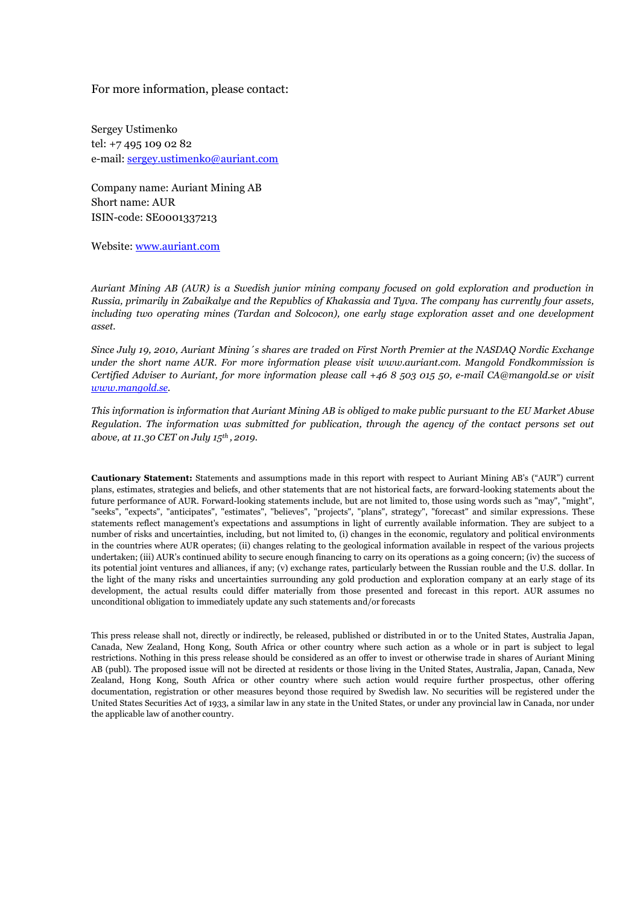For more information, please contact:

Sergey Ustimenko
tel: +7 495 109 02 82
e-mail: [sergey.ustimenko@auriant.com](mailto:sergey.ustimenko@auriant.com)

Company name: Auriant Mining AB
Short name: AUR
ISIN-code: SE0001337213

Website: [www.auriant.com](http://www.auriant.com)

*Auriant Mining AB (AUR) is a Swedish junior mining company focused on gold exploration and production in Russia, primarily in Zabaikalye and the Republics of Khakassia and Tyva. The company has currently four assets, including two operating mines (Tardan and Solcocon), one early stage exploration asset and one development asset.*

*Since July 19, 2010, Auriant Mining´s shares are traded on First North Premier at the NASDAQ Nordic Exchange under the short name AUR. For more information please visit www.auriant.com. Mangold Fondkommission is Certified Adviser to Auriant, for more information please call +46 8 503 015 50, e-mail CA@mangold.se or visit [www.mangold.se](http://www.mangold.se).*

*This information is information that Auriant Mining AB is obliged to make public pursuant to the EU Market Abuse Regulation. The information was submitted for publication, through the agency of the contact persons set out above, at 11.30 CET on July 15th, 2019.*

**Cautionary Statement:** Statements and assumptions made in this report with respect to Auriant Mining AB's ("AUR") current plans, estimates, strategies and beliefs, and other statements that are not historical facts, are forward-looking statements about the future performance of AUR. Forward-looking statements include, but are not limited to, those using words such as "may", "might", "seeks", "expects", "anticipates", "estimates", "believes", "projects", "plans", strategy", "forecast" and similar expressions. These statements reflect management's expectations and assumptions in light of currently available information. They are subject to a number of risks and uncertainties, including, but not limited to, (i) changes in the economic, regulatory and political environments in the countries where AUR operates; (ii) changes relating to the geological information available in respect of the various projects undertaken; (iii) AUR's continued ability to secure enough financing to carry on its operations as a going concern; (iv) the success of its potential joint ventures and alliances, if any; (v) exchange rates, particularly between the Russian rouble and the U.S. dollar. In the light of the many risks and uncertainties surrounding any gold production and exploration company at an early stage of its development, the actual results could differ materially from those presented and forecast in this report. AUR assumes no unconditional obligation to immediately update any such statements and/or forecasts

This press release shall not, directly or indirectly, be released, published or distributed in or to the United States, Australia Japan, Canada, New Zealand, Hong Kong, South Africa or other country where such action as a whole or in part is subject to legal restrictions. Nothing in this press release should be considered as an offer to invest or otherwise trade in shares of Auriant Mining AB (publ). The proposed issue will not be directed at residents or those living in the United States, Australia, Japan, Canada, New Zealand, Hong Kong, South Africa or other country where such action would require further prospectus, other offering documentation, registration or other measures beyond those required by Swedish law. No securities will be registered under the United States Securities Act of 1933, a similar law in any state in the United States, or under any provincial law in Canada, nor under the applicable law of another country.